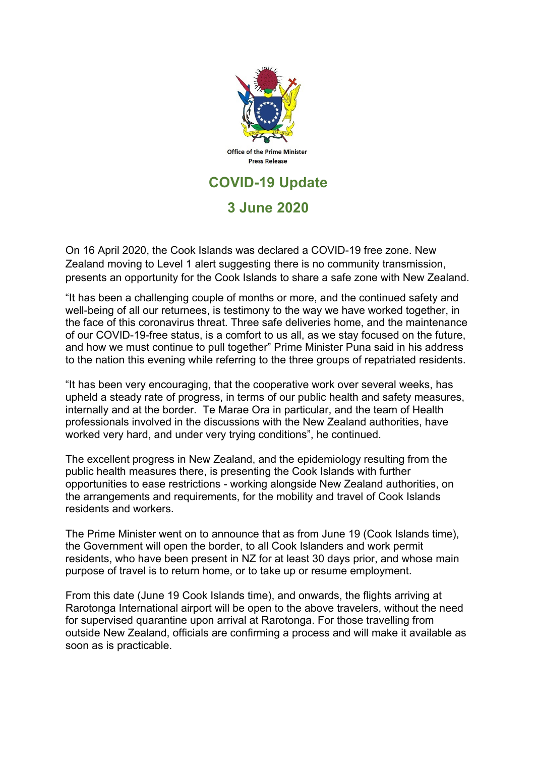Office of the Prime Minister
Press Release

# COVID-19 Update

## 3 June 2020

On 16 April 2020, the Cook Islands was declared a COVID-19 free zone. New Zealand moving to Level 1 alert suggesting there is no community transmission, presents an opportunity for the Cook Islands to share a safe zone with New Zealand.

"It has been a challenging couple of months or more, and the continued safety and well-being of all our returnees, is testimony to the way we have worked together, in the face of this coronavirus threat. Three safe deliveries home, and the maintenance of our COVID-19-free status, is a comfort to us all, as we stay focused on the future, and how we must continue to pull together" Prime Minister Puna said in his address to the nation this evening while referring to the three groups of repatriated residents.

"It has been very encouraging, that the cooperative work over several weeks, has upheld a steady rate of progress, in terms of our public health and safety measures, internally and at the border. Te Marae Ora in particular, and the team of Health professionals involved in the discussions with the New Zealand authorities, have worked very hard, and under very trying conditions", he continued.

The excellent progress in New Zealand, and the epidemiology resulting from the public health measures there, is presenting the Cook Islands with further opportunities to ease restrictions - working alongside New Zealand authorities, on the arrangements and requirements, for the mobility and travel of Cook Islands residents and workers.

The Prime Minister went on to announce that as from June 19 (Cook Islands time), the Government will open the border, to all Cook Islanders and work permit residents, who have been present in NZ for at least 30 days prior, and whose main purpose of travel is to return home, or to take up or resume employment.

From this date (June 19 Cook Islands time), and onwards, the flights arriving at Rarotonga International airport will be open to the above travelers, without the need for supervised quarantine upon arrival at Rarotonga. For those travelling from outside New Zealand, officials are confirming a process and will make it available as soon as is practicable.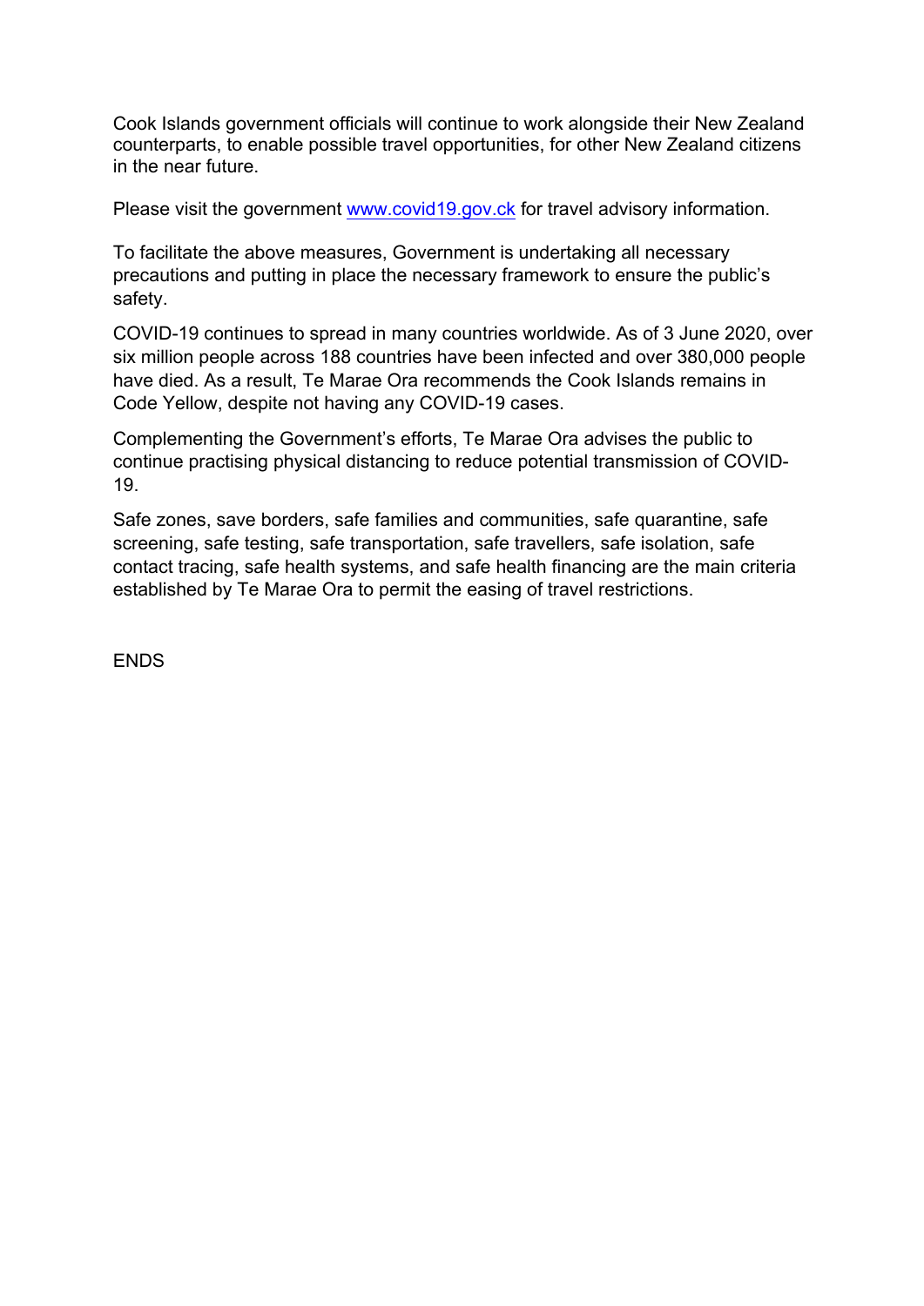Cook Islands government officials will continue to work alongside their New Zealand counterparts, to enable possible travel opportunities, for other New Zealand citizens in the near future.

Please visit the government [www.covid19.gov.ck](http://www.covid19.gov.ck) for travel advisory information.

To facilitate the above measures, Government is undertaking all necessary precautions and putting in place the necessary framework to ensure the public's safety.

COVID-19 continues to spread in many countries worldwide. As of 3 June 2020, over six million people across 188 countries have been infected and over 380,000 people have died. As a result, Te Marae Ora recommends the Cook Islands remains in Code Yellow, despite not having any COVID-19 cases.

Complementing the Government's efforts, Te Marae Ora advises the public to continue practising physical distancing to reduce potential transmission of COVID-19.

Safe zones, save borders, safe families and communities, safe quarantine, safe screening, safe testing, safe transportation, safe travellers, safe isolation, safe contact tracing, safe health systems, and safe health financing are the main criteria established by Te Marae Ora to permit the easing of travel restrictions.

ENDS